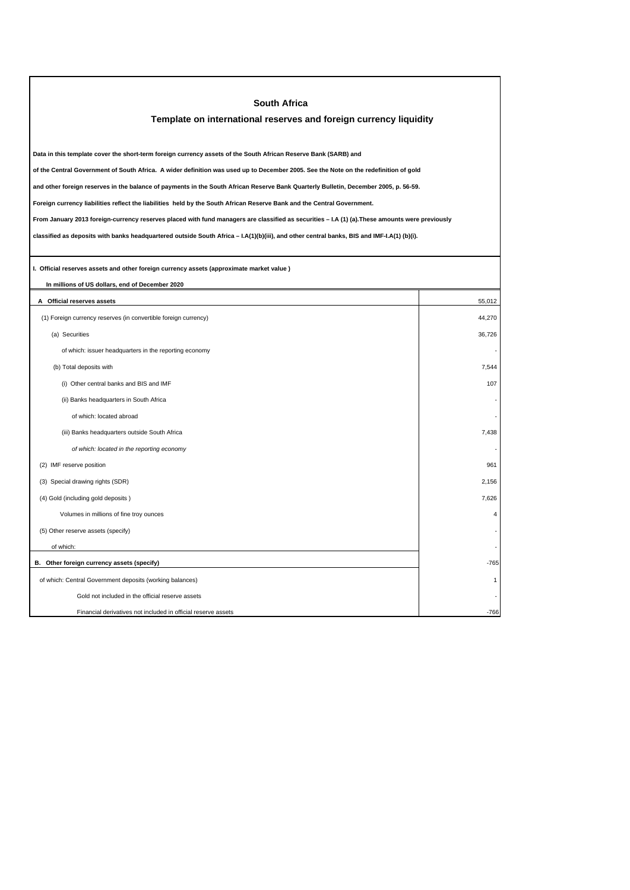# South Africa

## Template on international reserves and foreign currency liquidity

**Data in this template cover the short-term foreign currency assets of the South African Reserve Bank (SARB) and**

**of the Central Government of South Africa. A wider definition was used up to December 2005. See the Note on the redefinition of gold**

**and other foreign reserves in the balance of payments in the South African Reserve Bank Quarterly Bulletin, December 2005, p. 56-59.**

**Foreign currency liabilities reflect the liabilities held by the South African Reserve Bank and the Central Government.**

**From January 2013 foreign-currency reserves placed with fund managers are classified as securities – I.A (1) (a).These amounts were previously**

**classified as deposits with banks headquartered outside South Africa – I.A(1)(b)(iii), and other central banks, BIS and IMF-I.A(1) (b)(i).**

**I. Official reserves assets and other foreign currency assets (approximate market value )**

**In millions of US dollars, end of December 2020**

| | |
|---|---|
| **A Official reserves assets** | 55,012 |
| (1) Foreign currency reserves (in convertible foreign currency) | 44,270 |
| (a) Securities | 36,726 |
| of which: issuer headquarters in the reporting economy | - |
| (b) Total deposits with | 7,544 |
| (i) Other central banks and BIS and IMF | 107 |
| (ii) Banks headquarters in South Africa | - |
| of which: located abroad | - |
| (iii) Banks headquarters outside South Africa | 7,438 |
| *of which: located in the reporting economy* | - |
| (2) IMF reserve position | 961 |
| (3) Special drawing rights (SDR) | 2,156 |
| (4) Gold (including gold deposits ) | 7,626 |
| Volumes in millions of fine troy ounces | 4 |
| (5) Other reserve assets (specify) | - |
| of which: | - |
| **B. Other foreign currency assets (specify)** | -765 |
| of which: Central Government deposits (working balances) | 1 |
| Gold not included in the official reserve assets | - |
| Financial derivatives not included in official reserve assets | -766 |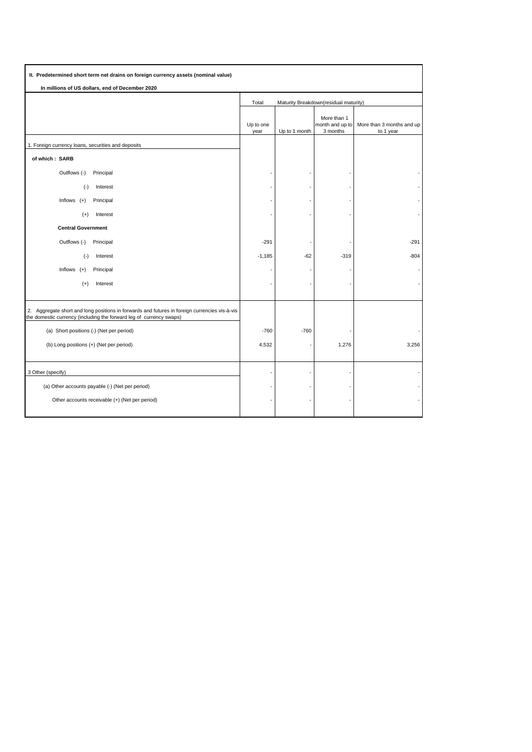**II. Predetermined short term net drains on foreign currency assets (nominal value)**

**In millions of US dollars, end of December 2020**

| | Total | Maturity Breakdown(residual maturity) | | |
|---|---|---|---|---|
| | Up to one year | Up to 1 month | More than 1 month and up to 3 months | More than 3 months and up to 1 year |
| 1. Foreign currency loans, securities and deposits | | | | |
| **of which : SARB** | | | | |
| Outflows (-) Principal | - | - | - | - |
| (-) Interest | - | - | - | - |
| Inflows (+) Principal | - | - | - | - |
| (+) Interest | - | - | - | - |
| **Central Government** | | | | |
| Outflows (-) Principal | -291 | - | - | -291 |
| (-) Interest | -1,185 | -62 | -319 | -804 |
| Inflows (+) Principal | - | - | - | - |
| (+) Interest | - | - | - | - |
| 2. Aggregate short and long positions in forwards and futures in foreign currencies vis-à-vis the domestic currency (including the forward leg of currency swaps) | | | | |
| (a) Short positions (-) (Net per period) | -760 | -760 | - | - |
| (b) Long positions (+) (Net per period) | 4,532 | - | 1,276 | 3,256 |
| 3 Other (specify) | - | - | - | - |
| (a) Other accounts payable (-) (Net per period) | - | - | - | - |
| Other accounts receivable (+) (Net per period) | - | - | - | - |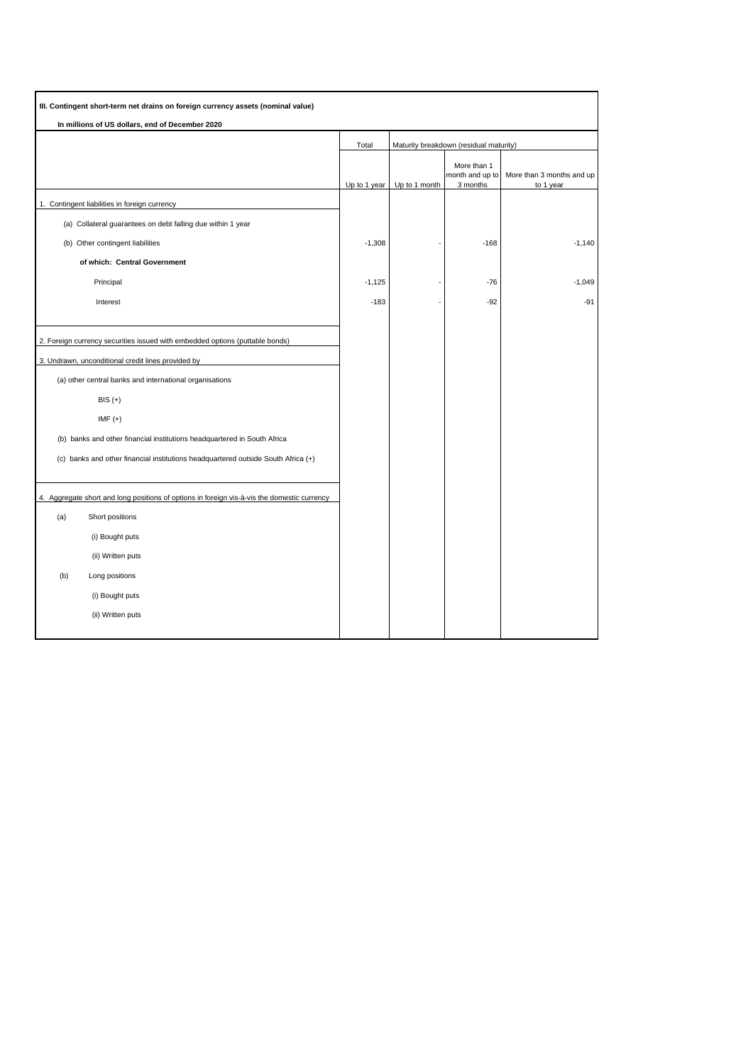**III. Contingent short-term net drains on foreign currency assets (nominal value)**

**In millions of US dollars, end of December 2020**

| | Total | Maturity breakdown (residual maturity) | | |
|---|---|---|---|---|
| | Up to 1 year | Up to 1 month | More than 1 month and up to 3 months | More than 3 months and up to 1 year |
| 1. Contingent liabilities in foreign currency | | | | |
| (a) Collateral guarantees on debt falling due within 1 year | | | | |
| (b) Other contingent liabilities | -1,308 | - | -168 | -1,140 |
| **of which: Central Government** | | | | |
| Principal | -1,125 | - | -76 | -1,049 |
| Interest | -183 | - | -92 | -91 |
| 2. Foreign currency securities issued with embedded options (puttable bonds) | | | | |
| 3. Undrawn, unconditional credit lines provided by | | | | |
| (a) other central banks and international organisations | | | | |
| BIS (+) | | | | |
| IMF (+) | | | | |
| (b) banks and other financial institutions headquartered in South Africa | | | | |
| (c) banks and other financial institutions headquartered outside South Africa (+) | | | | |
| 4. Aggregate short and long positions of options in foreign vis-à-vis the domestic currency | | | | |
| (a) Short positions | | | | |
| (i) Bought puts | | | | |
| (ii) Written puts | | | | |
| (b) Long positions | | | | |
| (i) Bought puts | | | | |
| (ii) Written puts | | | | |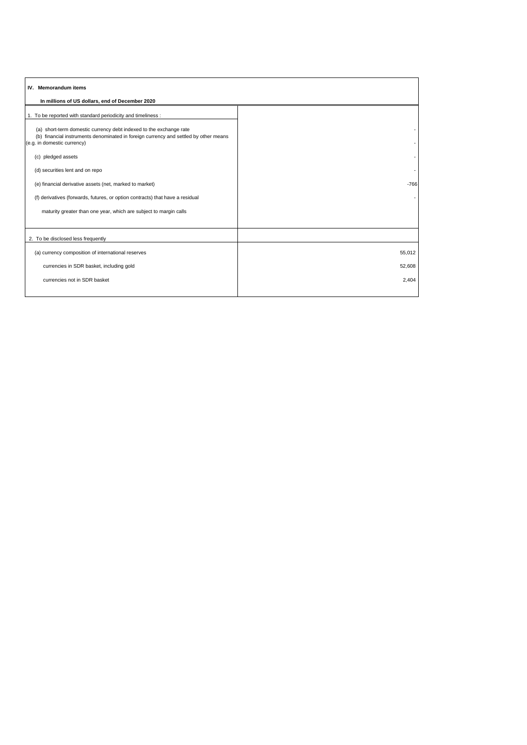| **IV. Memorandum items** | |
|---|---|
| **In millions of US dollars, end of December 2020** | |
| 1. To be reported with standard periodicity and timeliness : | |
| (a) short-term domestic currency debt indexed to the exchange rate | - |
| (b) financial instruments denominated in foreign currency and settled by other means (e.g. in domestic currency) | - |
| (c) pledged assets | - |
| (d) securities lent and on repo | - |
| (e) financial derivative assets (net, marked to market) | -766 |
| (f) derivatives (forwards, futures, or option contracts) that have a residual maturity greater than one year, which are subject to margin calls | - |
| 2. To be disclosed less frequently | |
| (a) currency composition of international reserves | 55,012 |
| currencies in SDR basket, including gold | 52,608 |
| currencies not in SDR basket | 2,404 |